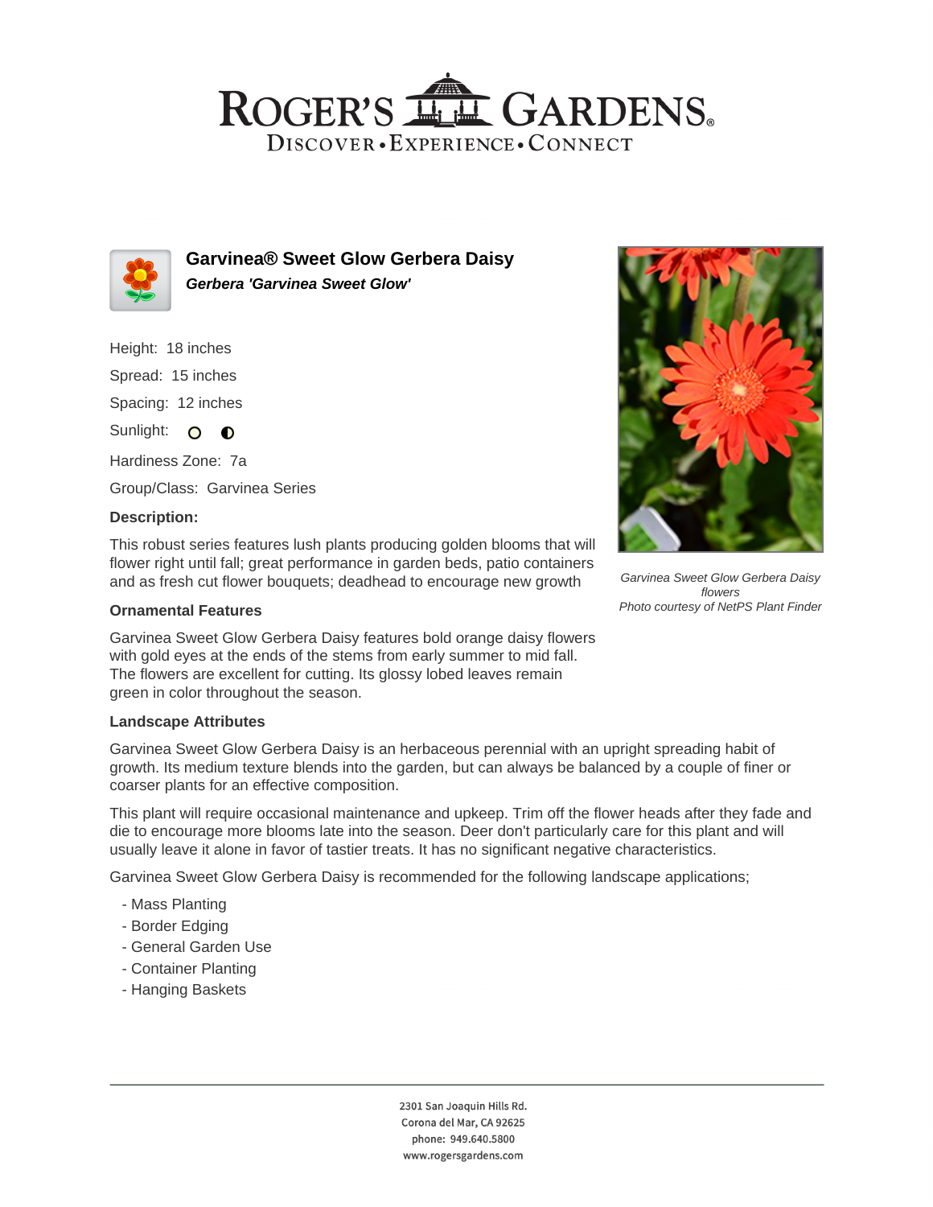# Garvinea® Sweet Glow Gerbera Daisy

***Gerbera 'Garvinea Sweet Glow'***

Height: 18 inches

Spread: 15 inches

Spacing: 12 inches

Sunlight:

Hardiness Zone: 7a

Group/Class: Garvinea Series

**Description:**

This robust series features lush plants producing golden blooms that will flower right until fall; great performance in garden beds, patio containers and as fresh cut flower bouquets; deadhead to encourage new growth

*Garvinea Sweet Glow Gerbera Daisy flowers*
*Photo courtesy of NetPS Plant Finder*

### Ornamental Features

Garvinea Sweet Glow Gerbera Daisy features bold orange daisy flowers with gold eyes at the ends of the stems from early summer to mid fall. The flowers are excellent for cutting. Its glossy lobed leaves remain green in color throughout the season.

### Landscape Attributes

Garvinea Sweet Glow Gerbera Daisy is an herbaceous perennial with an upright spreading habit of growth. Its medium texture blends into the garden, but can always be balanced by a couple of finer or coarser plants for an effective composition.

This plant will require occasional maintenance and upkeep. Trim off the flower heads after they fade and die to encourage more blooms late into the season. Deer don't particularly care for this plant and will usually leave it alone in favor of tastier treats. It has no significant negative characteristics.

Garvinea Sweet Glow Gerbera Daisy is recommended for the following landscape applications;

- Mass Planting
- Border Edging
- General Garden Use
- Container Planting
- Hanging Baskets

2301 San Joaquin Hills Rd.
Corona del Mar, CA 92625
phone: 949.640.5800
www.rogersgardens.com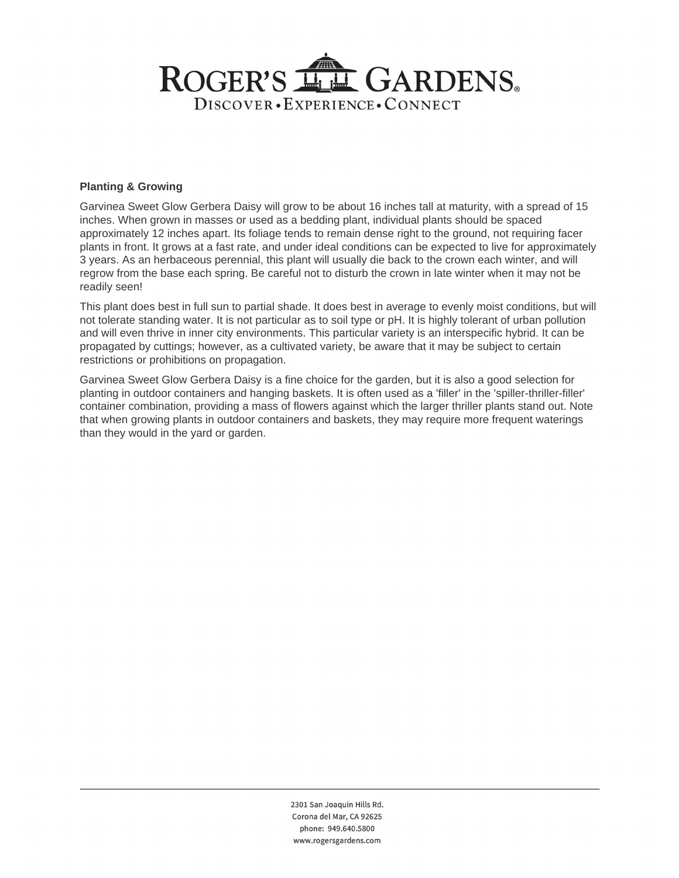**Planting & Growing**

Garvinea Sweet Glow Gerbera Daisy will grow to be about 16 inches tall at maturity, with a spread of 15 inches. When grown in masses or used as a bedding plant, individual plants should be spaced approximately 12 inches apart. Its foliage tends to remain dense right to the ground, not requiring facer plants in front. It grows at a fast rate, and under ideal conditions can be expected to live for approximately 3 years. As an herbaceous perennial, this plant will usually die back to the crown each winter, and will regrow from the base each spring. Be careful not to disturb the crown in late winter when it may not be readily seen!

This plant does best in full sun to partial shade. It does best in average to evenly moist conditions, but will not tolerate standing water. It is not particular as to soil type or pH. It is highly tolerant of urban pollution and will even thrive in inner city environments. This particular variety is an interspecific hybrid. It can be propagated by cuttings; however, as a cultivated variety, be aware that it may be subject to certain restrictions or prohibitions on propagation.

Garvinea Sweet Glow Gerbera Daisy is a fine choice for the garden, but it is also a good selection for planting in outdoor containers and hanging baskets. It is often used as a 'filler' in the 'spiller-thriller-filler' container combination, providing a mass of flowers against which the larger thriller plants stand out. Note that when growing plants in outdoor containers and baskets, they may require more frequent waterings than they would in the yard or garden.